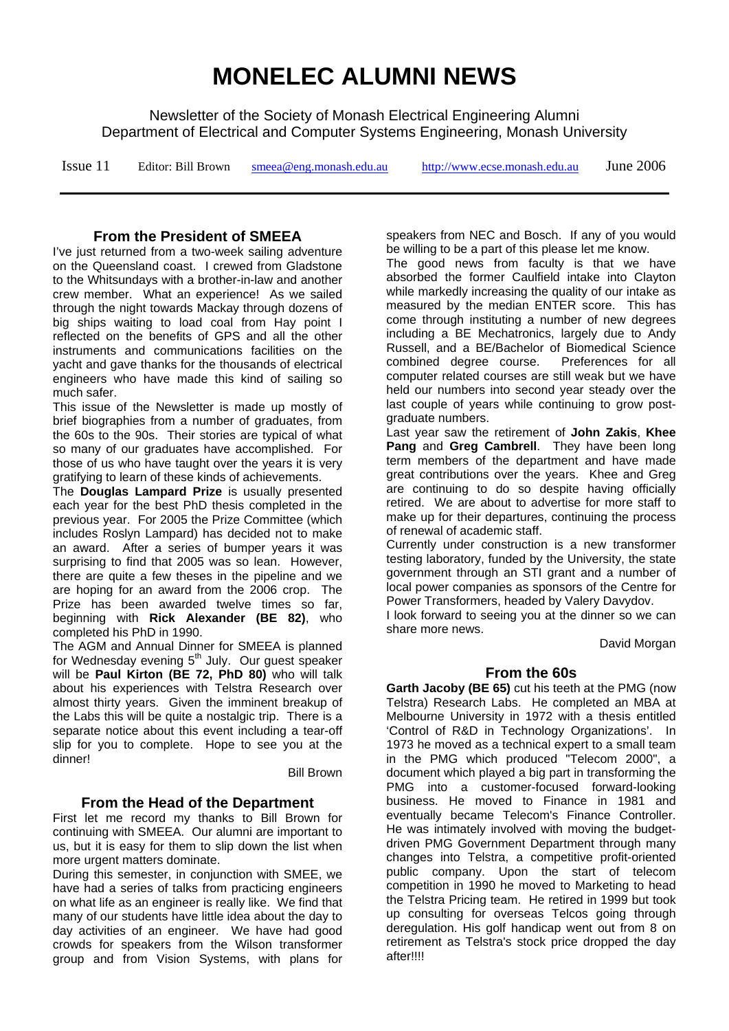# MONELEC ALUMNI NEWS

Newsletter of the Society of Monash Electrical Engineering Alumni
Department of Electrical and Computer Systems Engineering, Monash University

Issue 11 Editor: Bill Brown smeea@eng.monash.edu.au http://www.ecse.monash.edu.au June 2006

## From the President of SMEEA

I've just returned from a two-week sailing adventure on the Queensland coast. I crewed from Gladstone to the Whitsundays with a brother-in-law and another crew member. What an experience! As we sailed through the night towards Mackay through dozens of big ships waiting to load coal from Hay point I reflected on the benefits of GPS and all the other instruments and communications facilities on the yacht and gave thanks for the thousands of electrical engineers who have made this kind of sailing so much safer.

This issue of the Newsletter is made up mostly of brief biographies from a number of graduates, from the 60s to the 90s. Their stories are typical of what so many of our graduates have accomplished. For those of us who have taught over the years it is very gratifying to learn of these kinds of achievements.

The **Douglas Lampard Prize** is usually presented each year for the best PhD thesis completed in the previous year. For 2005 the Prize Committee (which includes Roslyn Lampard) has decided not to make an award. After a series of bumper years it was surprising to find that 2005 was so lean. However, there are quite a few theses in the pipeline and we are hoping for an award from the 2006 crop. The Prize has been awarded twelve times so far, beginning with **Rick Alexander (BE 82)**, who completed his PhD in 1990.

The AGM and Annual Dinner for SMEEA is planned for Wednesday evening 5th July. Our guest speaker will be **Paul Kirton (BE 72, PhD 80)** who will talk about his experiences with Telstra Research over almost thirty years. Given the imminent breakup of the Labs this will be quite a nostalgic trip. There is a separate notice about this event including a tear-off slip for you to complete. Hope to see you at the dinner!

Bill Brown

## From the Head of the Department

First let me record my thanks to Bill Brown for continuing with SMEEA. Our alumni are important to us, but it is easy for them to slip down the list when more urgent matters dominate.

During this semester, in conjunction with SMEE, we have had a series of talks from practicing engineers on what life as an engineer is really like. We find that many of our students have little idea about the day to day activities of an engineer. We have had good crowds for speakers from the Wilson transformer group and from Vision Systems, with plans for speakers from NEC and Bosch. If any of you would be willing to be a part of this please let me know.

The good news from faculty is that we have absorbed the former Caulfield intake into Clayton while markedly increasing the quality of our intake as measured by the median ENTER score. This has come through instituting a number of new degrees including a BE Mechatronics, largely due to Andy Russell, and a BE/Bachelor of Biomedical Science combined degree course. Preferences for all computer related courses are still weak but we have held our numbers into second year steady over the last couple of years while continuing to grow post-graduate numbers.

Last year saw the retirement of **John Zakis**, **Khee Pang** and **Greg Cambrell**. They have been long term members of the department and have made great contributions over the years. Khee and Greg are continuing to do so despite having officially retired. We are about to advertise for more staff to make up for their departures, continuing the process of renewal of academic staff.

Currently under construction is a new transformer testing laboratory, funded by the University, the state government through an STI grant and a number of local power companies as sponsors of the Centre for Power Transformers, headed by Valery Davydov.

I look forward to seeing you at the dinner so we can share more news.

David Morgan

## From the 60s

**Garth Jacoby (BE 65)** cut his teeth at the PMG (now Telstra) Research Labs. He completed an MBA at Melbourne University in 1972 with a thesis entitled 'Control of R&D in Technology Organizations'. In 1973 he moved as a technical expert to a small team in the PMG which produced "Telecom 2000", a document which played a big part in transforming the PMG into a customer-focused forward-looking business. He moved to Finance in 1981 and eventually became Telecom's Finance Controller. He was intimately involved with moving the budget-driven PMG Government Department through many changes into Telstra, a competitive profit-oriented public company. Upon the start of telecom competition in 1990 he moved to Marketing to head the Telstra Pricing team. He retired in 1999 but took up consulting for overseas Telcos going through deregulation. His golf handicap went out from 8 on retirement as Telstra's stock price dropped the day after!!!!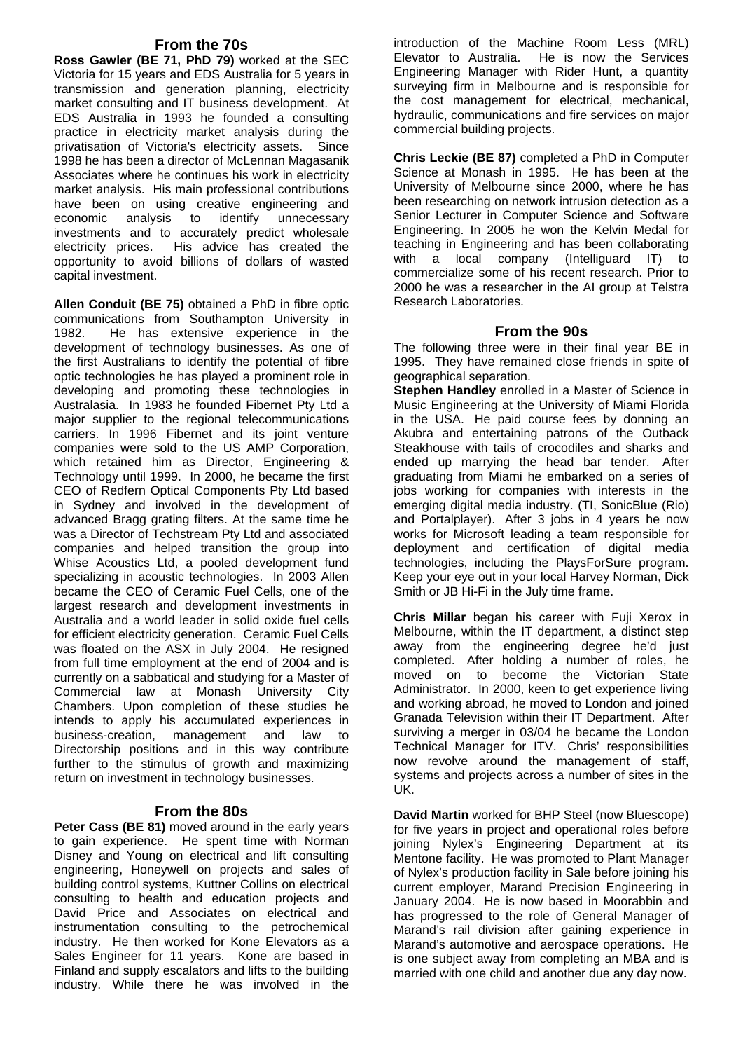## From the 70s

**Ross Gawler (BE 71, PhD 79)** worked at the SEC Victoria for 15 years and EDS Australia for 5 years in transmission and generation planning, electricity market consulting and IT business development. At EDS Australia in 1993 he founded a consulting practice in electricity market analysis during the privatisation of Victoria's electricity assets. Since 1998 he has been a director of McLennan Magasanik Associates where he continues his work in electricity market analysis. His main professional contributions have been on using creative engineering and economic analysis to identify unnecessary investments and to accurately predict wholesale electricity prices. His advice has created the opportunity to avoid billions of dollars of wasted capital investment.

**Allen Conduit (BE 75)** obtained a PhD in fibre optic communications from Southampton University in 1982. He has extensive experience in the development of technology businesses. As one of the first Australians to identify the potential of fibre optic technologies he has played a prominent role in developing and promoting these technologies in Australasia. In 1983 he founded Fibernet Pty Ltd a major supplier to the regional telecommunications carriers. In 1996 Fibernet and its joint venture companies were sold to the US AMP Corporation, which retained him as Director, Engineering & Technology until 1999. In 2000, he became the first CEO of Redfern Optical Components Pty Ltd based in Sydney and involved in the development of advanced Bragg grating filters. At the same time he was a Director of Techstream Pty Ltd and associated companies and helped transition the group into Whise Acoustics Ltd, a pooled development fund specializing in acoustic technologies. In 2003 Allen became the CEO of Ceramic Fuel Cells, one of the largest research and development investments in Australia and a world leader in solid oxide fuel cells for efficient electricity generation. Ceramic Fuel Cells was floated on the ASX in July 2004. He resigned from full time employment at the end of 2004 and is currently on a sabbatical and studying for a Master of Commercial law at Monash University City Chambers. Upon completion of these studies he intends to apply his accumulated experiences in business-creation, management and law to Directorship positions and in this way contribute further to the stimulus of growth and maximizing return on investment in technology businesses.

## From the 80s

**Peter Cass (BE 81)** moved around in the early years to gain experience. He spent time with Norman Disney and Young on electrical and lift consulting engineering, Honeywell on projects and sales of building control systems, Kuttner Collins on electrical consulting to health and education projects and David Price and Associates on electrical and instrumentation consulting to the petrochemical industry. He then worked for Kone Elevators as a Sales Engineer for 11 years. Kone are based in Finland and supply escalators and lifts to the building industry. While there he was involved in the introduction of the Machine Room Less (MRL) Elevator to Australia. He is now the Services Engineering Manager with Rider Hunt, a quantity surveying firm in Melbourne and is responsible for the cost management for electrical, mechanical, hydraulic, communications and fire services on major commercial building projects.

**Chris Leckie (BE 87)** completed a PhD in Computer Science at Monash in 1995. He has been at the University of Melbourne since 2000, where he has been researching on network intrusion detection as a Senior Lecturer in Computer Science and Software Engineering. In 2005 he won the Kelvin Medal for teaching in Engineering and has been collaborating with a local company (Intelliguard IT) to commercialize some of his recent research. Prior to 2000 he was a researcher in the AI group at Telstra Research Laboratories.

## From the 90s

The following three were in their final year BE in 1995. They have remained close friends in spite of geographical separation.

**Stephen Handley** enrolled in a Master of Science in Music Engineering at the University of Miami Florida in the USA. He paid course fees by donning an Akubra and entertaining patrons of the Outback Steakhouse with tails of crocodiles and sharks and ended up marrying the head bar tender. After graduating from Miami he embarked on a series of jobs working for companies with interests in the emerging digital media industry. (TI, SonicBlue (Rio) and Portalplayer). After 3 jobs in 4 years he now works for Microsoft leading a team responsible for deployment and certification of digital media technologies, including the PlaysForSure program. Keep your eye out in your local Harvey Norman, Dick Smith or JB Hi-Fi in the July time frame.

**Chris Millar** began his career with Fuji Xerox in Melbourne, within the IT department, a distinct step away from the engineering degree he'd just completed. After holding a number of roles, he moved on to become the Victorian State Administrator. In 2000, keen to get experience living and working abroad, he moved to London and joined Granada Television within their IT Department. After surviving a merger in 03/04 he became the London Technical Manager for ITV. Chris' responsibilities now revolve around the management of staff, systems and projects across a number of sites in the UK.

**David Martin** worked for BHP Steel (now Bluescope) for five years in project and operational roles before joining Nylex's Engineering Department at its Mentone facility. He was promoted to Plant Manager of Nylex's production facility in Sale before joining his current employer, Marand Precision Engineering in January 2004. He is now based in Moorabbin and has progressed to the role of General Manager of Marand's rail division after gaining experience in Marand's automotive and aerospace operations. He is one subject away from completing an MBA and is married with one child and another due any day now.